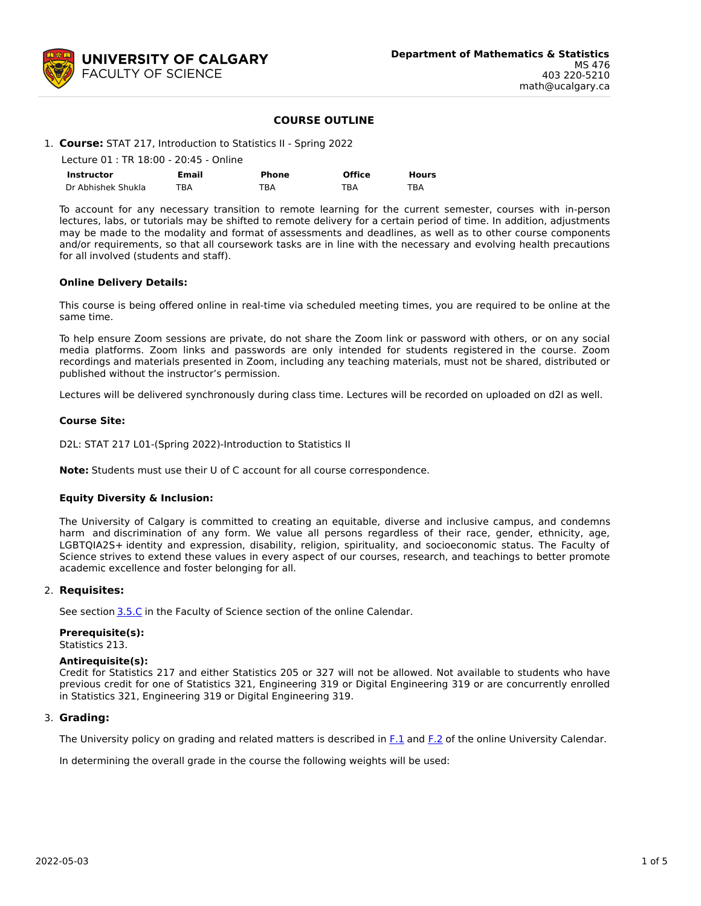**UNIVERSITY OF CALGARY**
**FACULTY OF SCIENCE**

**Department of Mathematics & Statistics**
MS 476
403 220-5210
math@ucalgary.ca

# COURSE OUTLINE

1. **Course:** STAT 217, Introduction to Statistics II - Spring 2022

Lecture 01 : TR 18:00 - 20:45 - Online

| Instructor | Email | Phone | Office | Hours |
|---|---|---|---|---|
| Dr Abhishek Shukla | TBA | TBA | TBA | TBA |

To account for any necessary transition to remote learning for the current semester, courses with in-person lectures, labs, or tutorials may be shifted to remote delivery for a certain period of time. In addition, adjustments may be made to the modality and format of assessments and deadlines, as well as to other course components and/or requirements, so that all coursework tasks are in line with the necessary and evolving health precautions for all involved (students and staff).

**Online Delivery Details:**

This course is being offered online in real-time via scheduled meeting times, you are required to be online at the same time.

To help ensure Zoom sessions are private, do not share the Zoom link or password with others, or on any social media platforms. Zoom links and passwords are only intended for students registered in the course. Zoom recordings and materials presented in Zoom, including any teaching materials, must not be shared, distributed or published without the instructor's permission.

Lectures will be delivered synchronously during class time. Lectures will be recorded on uploaded on d2l as well.

**Course Site:**

D2L: STAT 217 L01-(Spring 2022)-Introduction to Statistics II

**Note:** Students must use their U of C account for all course correspondence.

**Equity Diversity & Inclusion:**

The University of Calgary is committed to creating an equitable, diverse and inclusive campus, and condemns harm and discrimination of any form. We value all persons regardless of their race, gender, ethnicity, age, LGBTQIA2S+ identity and expression, disability, religion, spirituality, and socioeconomic status. The Faculty of Science strives to extend these values in every aspect of our courses, research, and teachings to better promote academic excellence and foster belonging for all.

2. **Requisites:**

See section 3.5.C in the Faculty of Science section of the online Calendar.

**Prerequisite(s):**
Statistics 213.

**Antirequisite(s):**
Credit for Statistics 217 and either Statistics 205 or 327 will not be allowed. Not available to students who have previous credit for one of Statistics 321, Engineering 319 or Digital Engineering 319 or are concurrently enrolled in Statistics 321, Engineering 319 or Digital Engineering 319.

3. **Grading:**

The University policy on grading and related matters is described in F.1 and F.2 of the online University Calendar.

In determining the overall grade in the course the following weights will be used: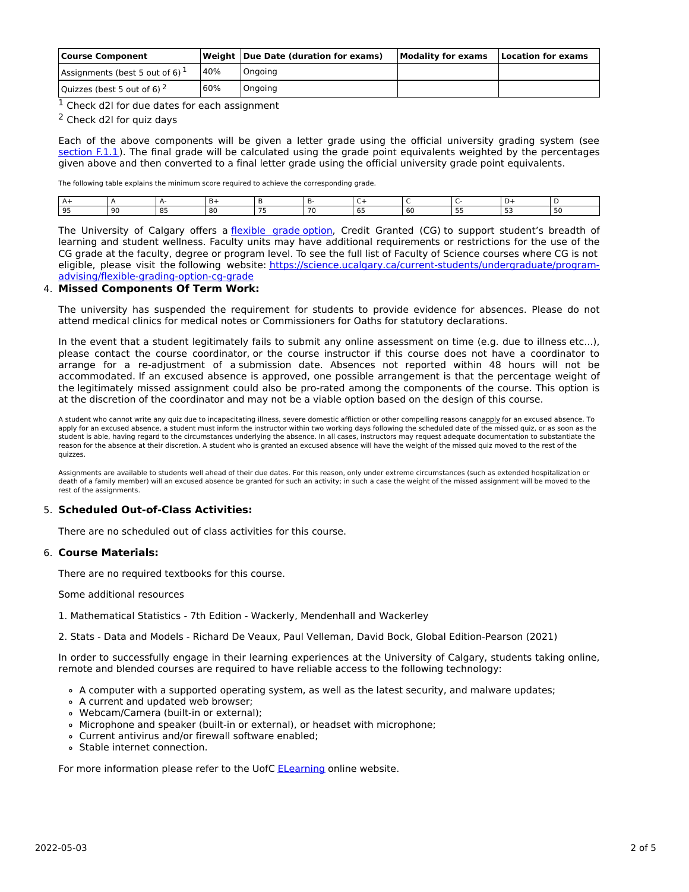| Course Component | Weight | Due Date (duration for exams) | Modality for exams | Location for exams |
|---|---|---|---|---|
| Assignments (best 5 out of 6) [1] | 40% | Ongoing | | |
| Quizzes (best 5 out of 6) [2] | 60% | Ongoing | | |

[1] Check d2l for due dates for each assignment

[2] Check d2l for quiz days

Each of the above components will be given a letter grade using the official university grading system (see section F.1.1). The final grade will be calculated using the grade point equivalents weighted by the percentages given above and then converted to a final letter grade using the official university grade point equivalents.

The following table explains the minimum score required to achieve the corresponding grade.

| A+ | A | A- | B+ | B | B- | C+ | C | C- | D+ | D |
|---|---|---|---|---|---|---|---|---|---|---|
| 95 | 90 | 85 | 80 | 75 | 70 | 65 | 60 | 55 | 53 | 50 |

The University of Calgary offers a flexible grade option, Credit Granted (CG) to support student's breadth of learning and student wellness. Faculty units may have additional requirements or restrictions for the use of the CG grade at the faculty, degree or program level. To see the full list of Faculty of Science courses where CG is not eligible, please visit the following website: https://science.ucalgary.ca/current-students/undergraduate/program-advising/flexible-grading-option-cg-grade

## 4. Missed Components Of Term Work:

The university has suspended the requirement for students to provide evidence for absences. Please do not attend medical clinics for medical notes or Commissioners for Oaths for statutory declarations.

In the event that a student legitimately fails to submit any online assessment on time (e.g. due to illness etc...), please contact the course coordinator, or the course instructor if this course does not have a coordinator to arrange for a re-adjustment of a submission date. Absences not reported within 48 hours will not be accommodated. If an excused absence is approved, one possible arrangement is that the percentage weight of the legitimately missed assignment could also be pro-rated among the components of the course. This option is at the discretion of the coordinator and may not be a viable option based on the design of this course.

A student who cannot write any quiz due to incapacitating illness, severe domestic affliction or other compelling reasons can apply for an excused absence. To apply for an excused absence, a student must inform the instructor within two working days following the scheduled date of the missed quiz, or as soon as the student is able, having regard to the circumstances underlying the absence. In all cases, instructors may request adequate documentation to substantiate the reason for the absence at their discretion. A student who is granted an excused absence will have the weight of the missed quiz moved to the rest of the quizzes.

Assignments are available to students well ahead of their due dates. For this reason, only under extreme circumstances (such as extended hospitalization or death of a family member) will an excused absence be granted for such an activity; in such a case the weight of the missed assignment will be moved to the rest of the assignments.

## 5. Scheduled Out-of-Class Activities:

There are no scheduled out of class activities for this course.

## 6. Course Materials:

There are no required textbooks for this course.

Some additional resources

1. Mathematical Statistics - 7th Edition - Wackerly, Mendenhall and Wackerley

2. Stats - Data and Models - Richard De Veaux, Paul Velleman, David Bock, Global Edition-Pearson (2021)

In order to successfully engage in their learning experiences at the University of Calgary, students taking online, remote and blended courses are required to have reliable access to the following technology:

- A computer with a supported operating system, as well as the latest security, and malware updates;
- A current and updated web browser;
- Webcam/Camera (built-in or external);
- Microphone and speaker (built-in or external), or headset with microphone;
- Current antivirus and/or firewall software enabled;
- Stable internet connection.

For more information please refer to the UofC ELearning online website.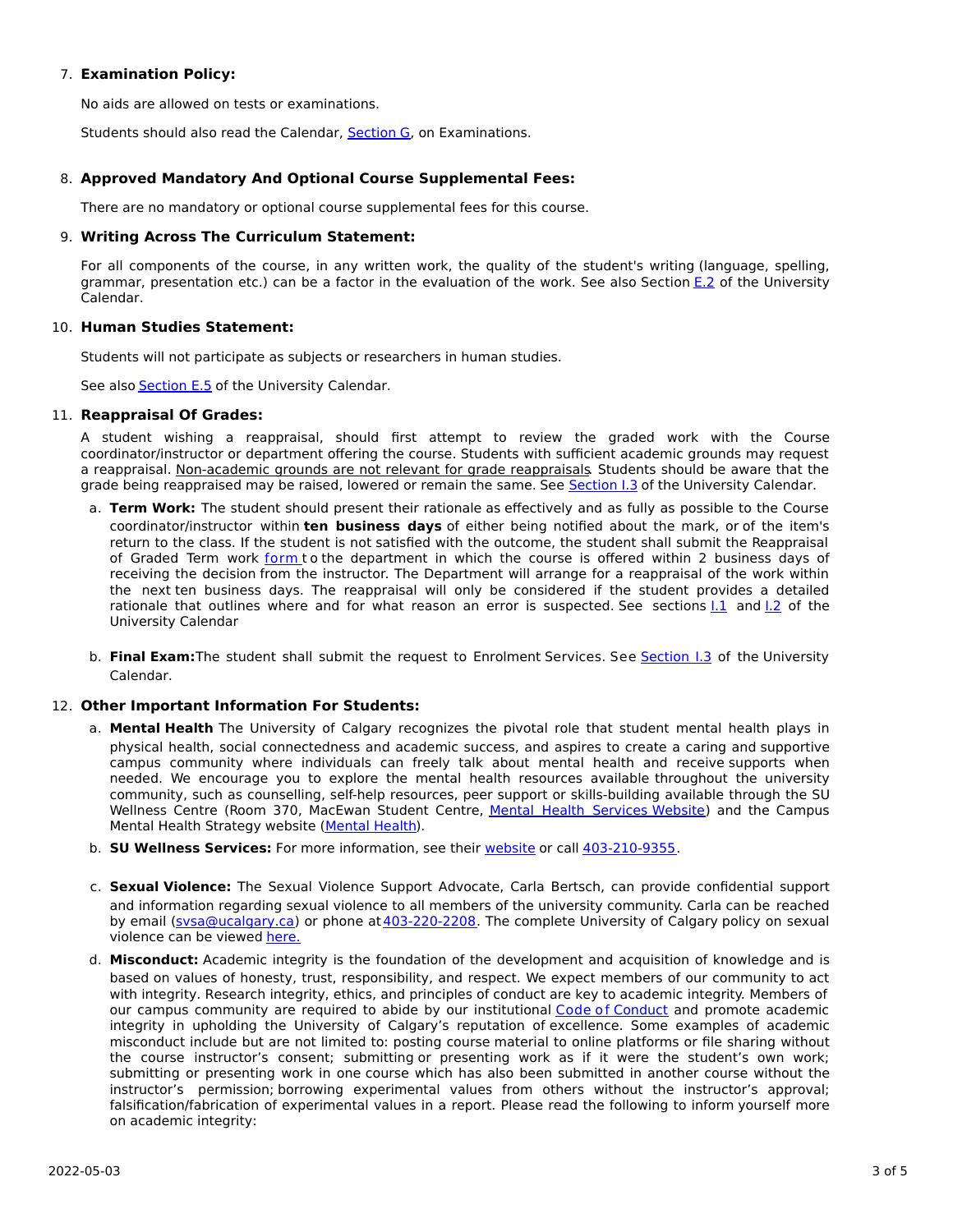7. **Examination Policy:**

   No aids are allowed on tests or examinations.

   Students should also read the Calendar, Section G, on Examinations.

8. **Approved Mandatory And Optional Course Supplemental Fees:**

   There are no mandatory or optional course supplemental fees for this course.

9. **Writing Across The Curriculum Statement:**

   For all components of the course, in any written work, the quality of the student's writing (language, spelling, grammar, presentation etc.) can be a factor in the evaluation of the work. See also Section E.2 of the University Calendar.

10. **Human Studies Statement:**

    Students will not participate as subjects or researchers in human studies.

    See also Section E.5 of the University Calendar.

11. **Reappraisal Of Grades:**

    A student wishing a reappraisal, should first attempt to review the graded work with the Course coordinator/instructor or department offering the course. Students with sufficient academic grounds may request a reappraisal. Non-academic grounds are not relevant for grade reappraisals. Students should be aware that the grade being reappraised may be raised, lowered or remain the same. See Section I.3 of the University Calendar.

    a. **Term Work:** The student should present their rationale as effectively and as fully as possible to the Course coordinator/instructor within **ten business days** of either being notified about the mark, or of the item's return to the class. If the student is not satisfied with the outcome, the student shall submit the Reappraisal of Graded Term work form to the department in which the course is offered within 2 business days of receiving the decision from the instructor. The Department will arrange for a reappraisal of the work within the next ten business days. The reappraisal will only be considered if the student provides a detailed rationale that outlines where and for what reason an error is suspected. See sections I.1 and I.2 of the University Calendar

    b. **Final Exam:** The student shall submit the request to Enrolment Services. See Section I.3 of the University Calendar.

12. **Other Important Information For Students:**

    a. **Mental Health** The University of Calgary recognizes the pivotal role that student mental health plays in physical health, social connectedness and academic success, and aspires to create a caring and supportive campus community where individuals can freely talk about mental health and receive supports when needed. We encourage you to explore the mental health resources available throughout the university community, such as counselling, self-help resources, peer support or skills-building available through the SU Wellness Centre (Room 370, MacEwan Student Centre, Mental Health Services Website) and the Campus Mental Health Strategy website (Mental Health).

    b. **SU Wellness Services:** For more information, see their website or call 403-210-9355.

    c. **Sexual Violence:** The Sexual Violence Support Advocate, Carla Bertsch, can provide confidential support and information regarding sexual violence to all members of the university community. Carla can be reached by email (svsa@ucalgary.ca) or phone at 403-220-2208. The complete University of Calgary policy on sexual violence can be viewed here.

    d. **Misconduct:** Academic integrity is the foundation of the development and acquisition of knowledge and is based on values of honesty, trust, responsibility, and respect. We expect members of our community to act with integrity. Research integrity, ethics, and principles of conduct are key to academic integrity. Members of our campus community are required to abide by our institutional Code of Conduct and promote academic integrity in upholding the University of Calgary's reputation of excellence. Some examples of academic misconduct include but are not limited to: posting course material to online platforms or file sharing without the course instructor's consent; submitting or presenting work as if it were the student's own work; submitting or presenting work in one course which has also been submitted in another course without the instructor's permission; borrowing experimental values from others without the instructor's approval; falsification/fabrication of experimental values in a report. Please read the following to inform yourself more on academic integrity: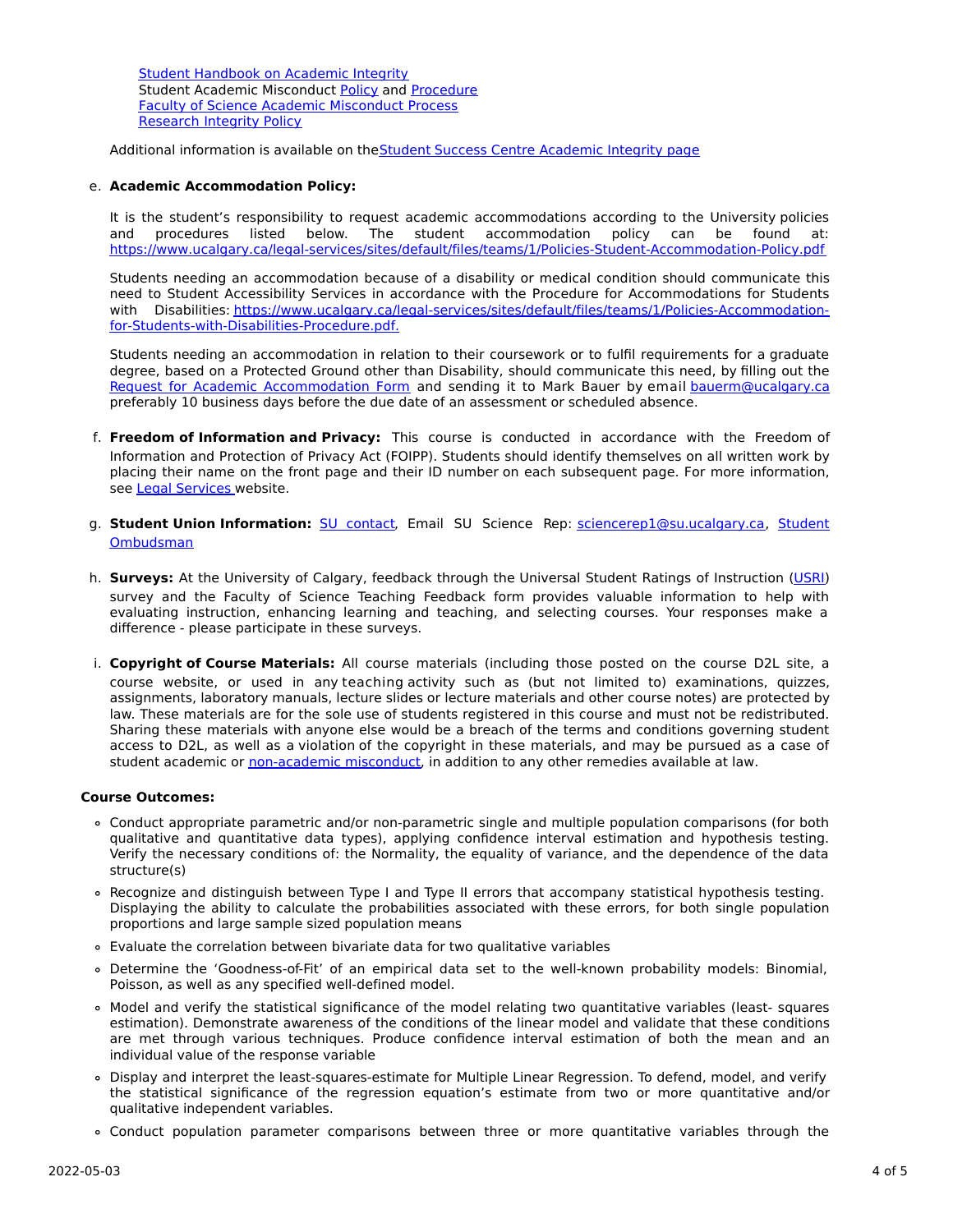Student Handbook on Academic Integrity
Student Academic Misconduct Policy and Procedure
Faculty of Science Academic Misconduct Process
Research Integrity Policy

Additional information is available on theStudent Success Centre Academic Integrity page

e. **Academic Accommodation Policy:**

   It is the student's responsibility to request academic accommodations according to the University policies and procedures listed below. The student accommodation policy can be found at: https://www.ucalgary.ca/legal-services/sites/default/files/teams/1/Policies-Student-Accommodation-Policy.pdf

   Students needing an accommodation because of a disability or medical condition should communicate this need to Student Accessibility Services in accordance with the Procedure for Accommodations for Students with Disabilities: https://www.ucalgary.ca/legal-services/sites/default/files/teams/1/Policies-Accommodation-for-Students-with-Disabilities-Procedure.pdf.

   Students needing an accommodation in relation to their coursework or to fulfil requirements for a graduate degree, based on a Protected Ground other than Disability, should communicate this need, by filling out the Request for Academic Accommodation Form and sending it to Mark Bauer by email bauerm@ucalgary.ca preferably 10 business days before the due date of an assessment or scheduled absence.

f. **Freedom of Information and Privacy:** This course is conducted in accordance with the Freedom of Information and Protection of Privacy Act (FOIPP). Students should identify themselves on all written work by placing their name on the front page and their ID number on each subsequent page. For more information, see Legal Services website.

g. **Student Union Information:** SU contact, Email SU Science Rep: sciencerep1@su.ucalgary.ca, Student Ombudsman

h. **Surveys:** At the University of Calgary, feedback through the Universal Student Ratings of Instruction (USRI) survey and the Faculty of Science Teaching Feedback form provides valuable information to help with evaluating instruction, enhancing learning and teaching, and selecting courses. Your responses make a difference - please participate in these surveys.

i. **Copyright of Course Materials:** All course materials (including those posted on the course D2L site, a course website, or used in any teaching activity such as (but not limited to) examinations, quizzes, assignments, laboratory manuals, lecture slides or lecture materials and other course notes) are protected by law. These materials are for the sole use of students registered in this course and must not be redistributed. Sharing these materials with anyone else would be a breach of the terms and conditions governing student access to D2L, as well as a violation of the copyright in these materials, and may be pursued as a case of student academic or non-academic misconduct, in addition to any other remedies available at law.

**Course Outcomes:**

- Conduct appropriate parametric and/or non-parametric single and multiple population comparisons (for both qualitative and quantitative data types), applying confidence interval estimation and hypothesis testing. Verify the necessary conditions of: the Normality, the equality of variance, and the dependence of the data structure(s)
- Recognize and distinguish between Type I and Type II errors that accompany statistical hypothesis testing. Displaying the ability to calculate the probabilities associated with these errors, for both single population proportions and large sample sized population means
- Evaluate the correlation between bivariate data for two qualitative variables
- Determine the 'Goodness-of-Fit' of an empirical data set to the well-known probability models: Binomial, Poisson, as well as any specified well-defined model.
- Model and verify the statistical significance of the model relating two quantitative variables (least- squares estimation). Demonstrate awareness of the conditions of the linear model and validate that these conditions are met through various techniques. Produce confidence interval estimation of both the mean and an individual value of the response variable
- Display and interpret the least-squares-estimate for Multiple Linear Regression. To defend, model, and verify the statistical significance of the regression equation's estimate from two or more quantitative and/or qualitative independent variables.
- Conduct population parameter comparisons between three or more quantitative variables through the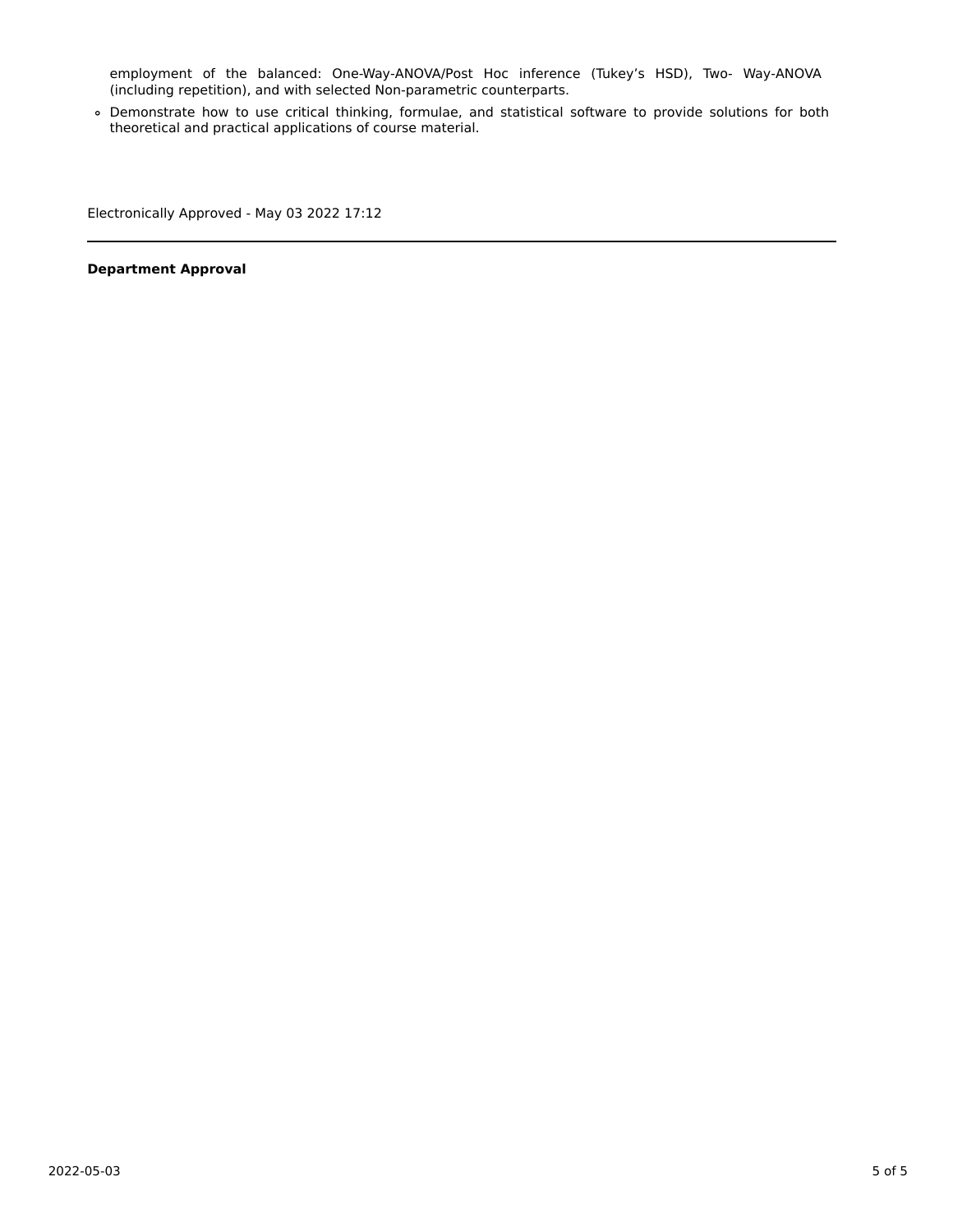employment of the balanced: One-Way-ANOVA/Post Hoc inference (Tukey's HSD), Two- Way-ANOVA (including repetition), and with selected Non-parametric counterparts.

- Demonstrate how to use critical thinking, formulae, and statistical software to provide solutions for both theoretical and practical applications of course material.

Electronically Approved - May 03 2022 17:12

---

**Department Approval**